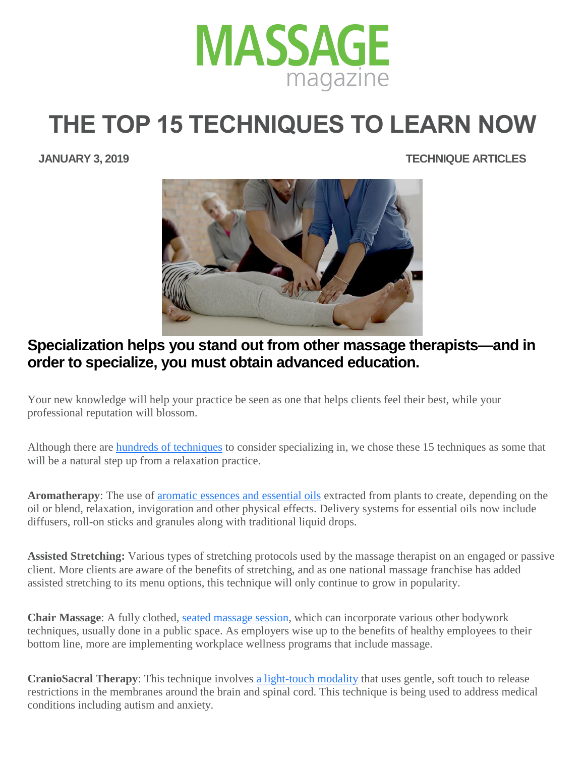MASSAGE magazine

# THE TOP 15 TECHNIQUES TO LEARN NOW

**JANUARY 3, 2019** **TECHNIQUE ARTICLES**

## Specialization helps you stand out from other massage therapists—and in order to specialize, you must obtain advanced education.

Your new knowledge will help your practice be seen as one that helps clients feel their best, while your professional reputation will blossom.

Although there are hundreds of techniques to consider specializing in, we chose these 15 techniques as some that will be a natural step up from a relaxation practice.

**Aromatherapy**: The use of aromatic essences and essential oils extracted from plants to create, depending on the oil or blend, relaxation, invigoration and other physical effects. Delivery systems for essential oils now include diffusers, roll-on sticks and granules along with traditional liquid drops.

**Assisted Stretching:** Various types of stretching protocols used by the massage therapist on an engaged or passive client. More clients are aware of the benefits of stretching, and as one national massage franchise has added assisted stretching to its menu options, this technique will only continue to grow in popularity.

**Chair Massage**: A fully clothed, seated massage session, which can incorporate various other bodywork techniques, usually done in a public space. As employers wise up to the benefits of healthy employees to their bottom line, more are implementing workplace wellness programs that include massage.

**CranioSacral Therapy**: This technique involves a light-touch modality that uses gentle, soft touch to release restrictions in the membranes around the brain and spinal cord. This technique is being used to address medical conditions including autism and anxiety.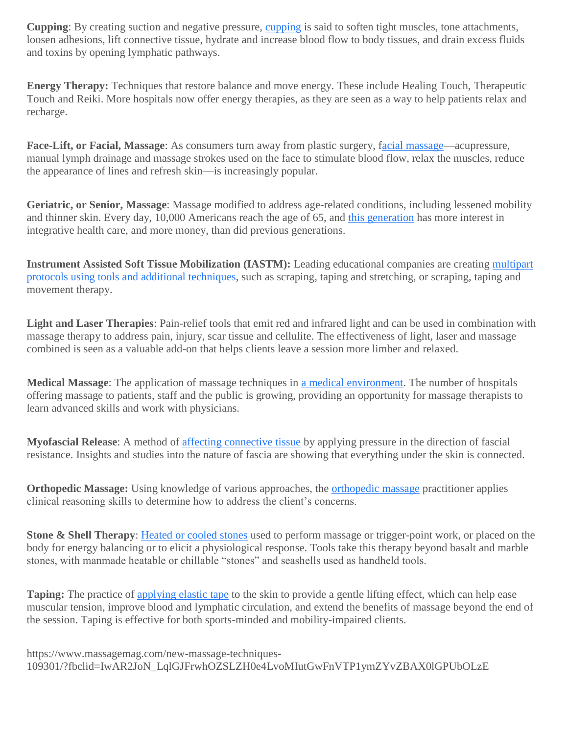**Cupping**: By creating suction and negative pressure, cupping is said to soften tight muscles, tone attachments, loosen adhesions, lift connective tissue, hydrate and increase blood flow to body tissues, and drain excess fluids and toxins by opening lymphatic pathways.

**Energy Therapy:** Techniques that restore balance and move energy. These include Healing Touch, Therapeutic Touch and Reiki. More hospitals now offer energy therapies, as they are seen as a way to help patients relax and recharge.

**Face-Lift, or Facial, Massage**: As consumers turn away from plastic surgery, facial massage—acupressure, manual lymph drainage and massage strokes used on the face to stimulate blood flow, relax the muscles, reduce the appearance of lines and refresh skin—is increasingly popular.

**Geriatric, or Senior, Massage**: Massage modified to address age-related conditions, including lessened mobility and thinner skin. Every day, 10,000 Americans reach the age of 65, and this generation has more interest in integrative health care, and more money, than did previous generations.

**Instrument Assisted Soft Tissue Mobilization (IASTM):** Leading educational companies are creating multipart protocols using tools and additional techniques, such as scraping, taping and stretching, or scraping, taping and movement therapy.

**Light and Laser Therapies**: Pain-relief tools that emit red and infrared light and can be used in combination with massage therapy to address pain, injury, scar tissue and cellulite. The effectiveness of light, laser and massage combined is seen as a valuable add-on that helps clients leave a session more limber and relaxed.

**Medical Massage**: The application of massage techniques in a medical environment. The number of hospitals offering massage to patients, staff and the public is growing, providing an opportunity for massage therapists to learn advanced skills and work with physicians.

**Myofascial Release**: A method of affecting connective tissue by applying pressure in the direction of fascial resistance. Insights and studies into the nature of fascia are showing that everything under the skin is connected.

**Orthopedic Massage:** Using knowledge of various approaches, the orthopedic massage practitioner applies clinical reasoning skills to determine how to address the client's concerns.

**Stone & Shell Therapy**: Heated or cooled stones used to perform massage or trigger-point work, or placed on the body for energy balancing or to elicit a physiological response. Tools take this therapy beyond basalt and marble stones, with manmade heatable or chillable "stones" and seashells used as handheld tools.

**Taping:** The practice of applying elastic tape to the skin to provide a gentle lifting effect, which can help ease muscular tension, improve blood and lymphatic circulation, and extend the benefits of massage beyond the end of the session. Taping is effective for both sports-minded and mobility-impaired clients.

https://www.massagemag.com/new-massage-techniques-109301/?fbclid=IwAR2JoN_LqlGJFrwhOZSLZH0e4LvoMIutGwFnVTP1ymZYvZBAX0lGPUbOLzE